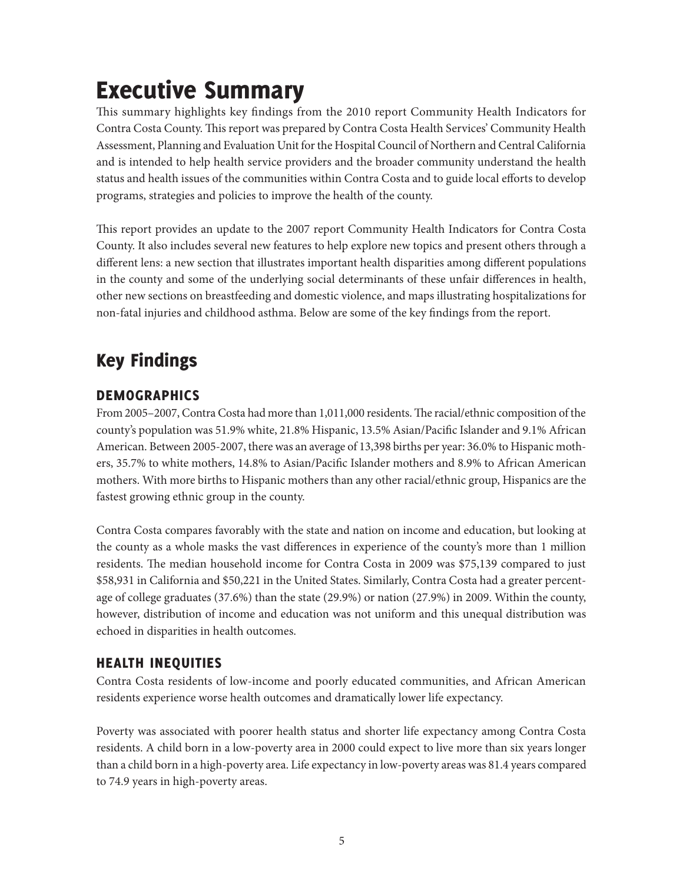# Executive Summary

This summary highlights key findings from the 2010 report Community Health Indicators for Contra Costa County. This report was prepared by Contra Costa Health Services' Community Health Assessment, Planning and Evaluation Unit for the Hospital Council of Northern and Central California and is intended to help health service providers and the broader community understand the health status and health issues of the communities within Contra Costa and to guide local efforts to develop programs, strategies and policies to improve the health of the county.

This report provides an update to the 2007 report Community Health Indicators for Contra Costa County. It also includes several new features to help explore new topics and present others through a different lens: a new section that illustrates important health disparities among different populations in the county and some of the underlying social determinants of these unfair differences in health, other new sections on breastfeeding and domestic violence, and maps illustrating hospitalizations for non-fatal injuries and childhood asthma. Below are some of the key findings from the report.

## Key Findings

### DEMOGRAPHICS

From 2005–2007, Contra Costa had more than 1,011,000 residents. The racial/ethnic composition of the county's population was 51.9% white, 21.8% Hispanic, 13.5% Asian/Pacific Islander and 9.1% African American. Between 2005-2007, there was an average of 13,398 births per year: 36.0% to Hispanic mothers, 35.7% to white mothers, 14.8% to Asian/Pacific Islander mothers and 8.9% to African American mothers. With more births to Hispanic mothers than any other racial/ethnic group, Hispanics are the fastest growing ethnic group in the county.

Contra Costa compares favorably with the state and nation on income and education, but looking at the county as a whole masks the vast differences in experience of the county's more than 1 million residents. The median household income for Contra Costa in 2009 was $75,139 compared to just $58,931 in California and $50,221 in the United States. Similarly, Contra Costa had a greater percentage of college graduates (37.6%) than the state (29.9%) or nation (27.9%) in 2009. Within the county, however, distribution of income and education was not uniform and this unequal distribution was echoed in disparities in health outcomes.

### HEALTH INEQUITIES

Contra Costa residents of low-income and poorly educated communities, and African American residents experience worse health outcomes and dramatically lower life expectancy.

Poverty was associated with poorer health status and shorter life expectancy among Contra Costa residents. A child born in a low-poverty area in 2000 could expect to live more than six years longer than a child born in a high-poverty area. Life expectancy in low-poverty areas was 81.4 years compared to 74.9 years in high-poverty areas.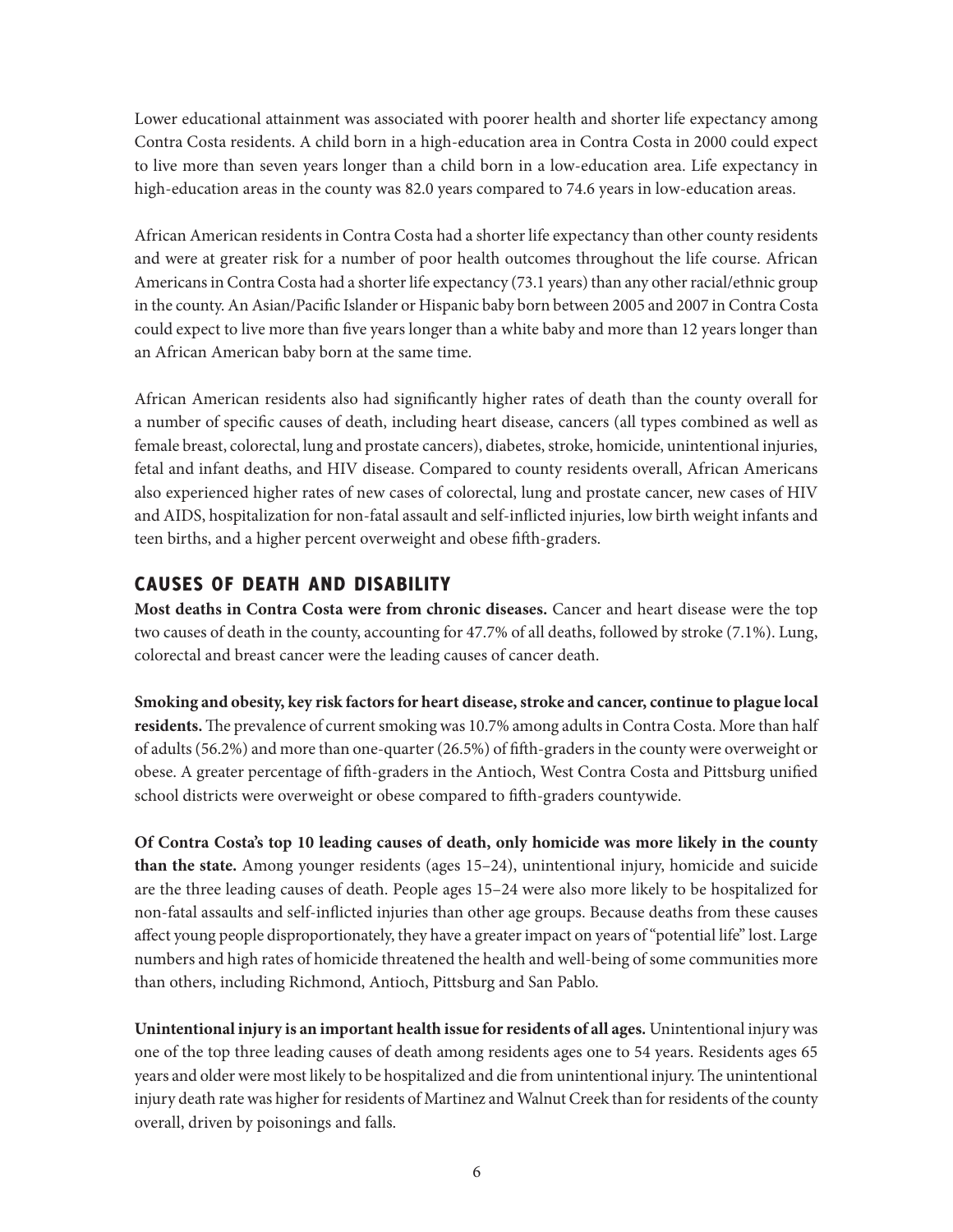Lower educational attainment was associated with poorer health and shorter life expectancy among Contra Costa residents. A child born in a high-education area in Contra Costa in 2000 could expect to live more than seven years longer than a child born in a low-education area. Life expectancy in high-education areas in the county was 82.0 years compared to 74.6 years in low-education areas.

African American residents in Contra Costa had a shorter life expectancy than other county residents and were at greater risk for a number of poor health outcomes throughout the life course. African Americans in Contra Costa had a shorter life expectancy (73.1 years) than any other racial/ethnic group in the county. An Asian/Pacific Islander or Hispanic baby born between 2005 and 2007 in Contra Costa could expect to live more than five years longer than a white baby and more than 12 years longer than an African American baby born at the same time.

African American residents also had significantly higher rates of death than the county overall for a number of specific causes of death, including heart disease, cancers (all types combined as well as female breast, colorectal, lung and prostate cancers), diabetes, stroke, homicide, unintentional injuries, fetal and infant deaths, and HIV disease. Compared to county residents overall, African Americans also experienced higher rates of new cases of colorectal, lung and prostate cancer, new cases of HIV and AIDS, hospitalization for non-fatal assault and self-inflicted injuries, low birth weight infants and teen births, and a higher percent overweight and obese fifth-graders.

## CAUSES OF DEATH AND DISABILITY

**Most deaths in Contra Costa were from chronic diseases.** Cancer and heart disease were the top two causes of death in the county, accounting for 47.7% of all deaths, followed by stroke (7.1%). Lung, colorectal and breast cancer were the leading causes of cancer death.

**Smoking and obesity, key risk factors for heart disease, stroke and cancer, continue to plague local residents.** The prevalence of current smoking was 10.7% among adults in Contra Costa. More than half of adults (56.2%) and more than one-quarter (26.5%) of fifth-graders in the county were overweight or obese. A greater percentage of fifth-graders in the Antioch, West Contra Costa and Pittsburg unified school districts were overweight or obese compared to fifth-graders countywide.

**Of Contra Costa's top 10 leading causes of death, only homicide was more likely in the county than the state.** Among younger residents (ages 15–24), unintentional injury, homicide and suicide are the three leading causes of death. People ages 15–24 were also more likely to be hospitalized for non-fatal assaults and self-inflicted injuries than other age groups. Because deaths from these causes affect young people disproportionately, they have a greater impact on years of "potential life" lost. Large numbers and high rates of homicide threatened the health and well-being of some communities more than others, including Richmond, Antioch, Pittsburg and San Pablo.

**Unintentional injury is an important health issue for residents of all ages.** Unintentional injury was one of the top three leading causes of death among residents ages one to 54 years. Residents ages 65 years and older were most likely to be hospitalized and die from unintentional injury. The unintentional injury death rate was higher for residents of Martinez and Walnut Creek than for residents of the county overall, driven by poisonings and falls.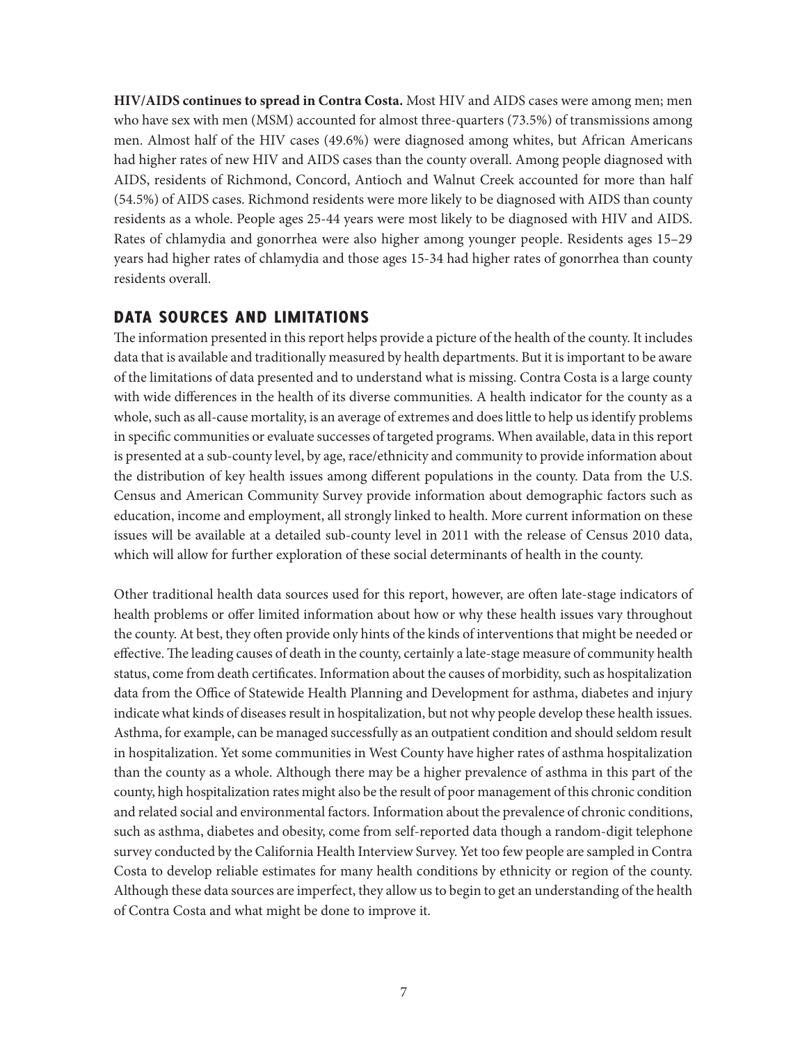**HIV/AIDS continues to spread in Contra Costa.** Most HIV and AIDS cases were among men; men who have sex with men (MSM) accounted for almost three-quarters (73.5%) of transmissions among men. Almost half of the HIV cases (49.6%) were diagnosed among whites, but African Americans had higher rates of new HIV and AIDS cases than the county overall. Among people diagnosed with AIDS, residents of Richmond, Concord, Antioch and Walnut Creek accounted for more than half (54.5%) of AIDS cases. Richmond residents were more likely to be diagnosed with AIDS than county residents as a whole. People ages 25-44 years were most likely to be diagnosed with HIV and AIDS. Rates of chlamydia and gonorrhea were also higher among younger people. Residents ages 15–29 years had higher rates of chlamydia and those ages 15-34 had higher rates of gonorrhea than county residents overall.

## DATA SOURCES AND LIMITATIONS

The information presented in this report helps provide a picture of the health of the county. It includes data that is available and traditionally measured by health departments. But it is important to be aware of the limitations of data presented and to understand what is missing. Contra Costa is a large county with wide differences in the health of its diverse communities. A health indicator for the county as a whole, such as all-cause mortality, is an average of extremes and does little to help us identify problems in specific communities or evaluate successes of targeted programs. When available, data in this report is presented at a sub-county level, by age, race/ethnicity and community to provide information about the distribution of key health issues among different populations in the county. Data from the U.S. Census and American Community Survey provide information about demographic factors such as education, income and employment, all strongly linked to health. More current information on these issues will be available at a detailed sub-county level in 2011 with the release of Census 2010 data, which will allow for further exploration of these social determinants of health in the county.

Other traditional health data sources used for this report, however, are often late-stage indicators of health problems or offer limited information about how or why these health issues vary throughout the county. At best, they often provide only hints of the kinds of interventions that might be needed or effective. The leading causes of death in the county, certainly a late-stage measure of community health status, come from death certificates. Information about the causes of morbidity, such as hospitalization data from the Office of Statewide Health Planning and Development for asthma, diabetes and injury indicate what kinds of diseases result in hospitalization, but not why people develop these health issues. Asthma, for example, can be managed successfully as an outpatient condition and should seldom result in hospitalization. Yet some communities in West County have higher rates of asthma hospitalization than the county as a whole. Although there may be a higher prevalence of asthma in this part of the county, high hospitalization rates might also be the result of poor management of this chronic condition and related social and environmental factors. Information about the prevalence of chronic conditions, such as asthma, diabetes and obesity, come from self-reported data though a random-digit telephone survey conducted by the California Health Interview Survey. Yet too few people are sampled in Contra Costa to develop reliable estimates for many health conditions by ethnicity or region of the county. Although these data sources are imperfect, they allow us to begin to get an understanding of the health of Contra Costa and what might be done to improve it.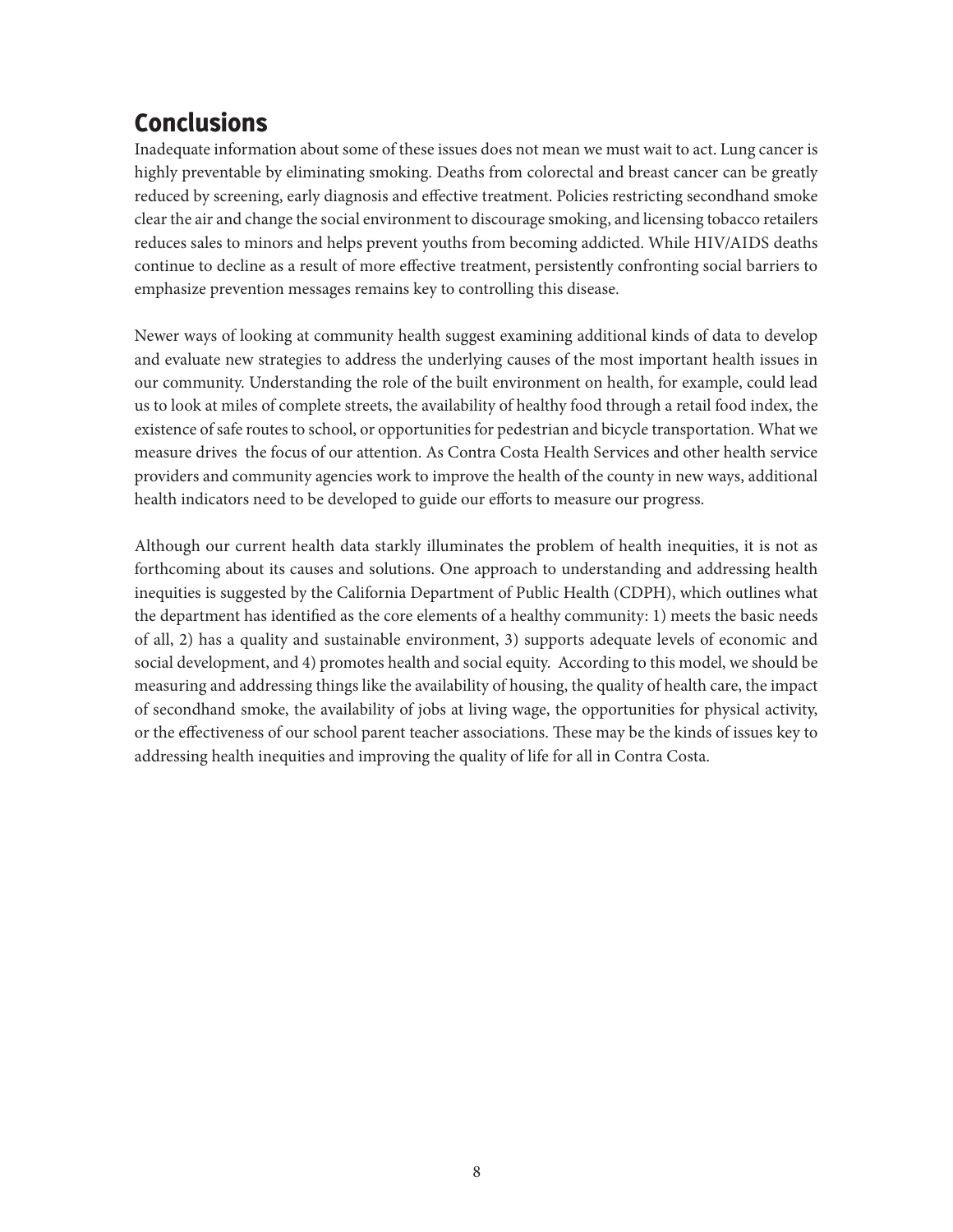## Conclusions

Inadequate information about some of these issues does not mean we must wait to act. Lung cancer is highly preventable by eliminating smoking. Deaths from colorectal and breast cancer can be greatly reduced by screening, early diagnosis and effective treatment. Policies restricting secondhand smoke clear the air and change the social environment to discourage smoking, and licensing tobacco retailers reduces sales to minors and helps prevent youths from becoming addicted. While HIV/AIDS deaths continue to decline as a result of more effective treatment, persistently confronting social barriers to emphasize prevention messages remains key to controlling this disease.

Newer ways of looking at community health suggest examining additional kinds of data to develop and evaluate new strategies to address the underlying causes of the most important health issues in our community. Understanding the role of the built environment on health, for example, could lead us to look at miles of complete streets, the availability of healthy food through a retail food index, the existence of safe routes to school, or opportunities for pedestrian and bicycle transportation. What we measure drives the focus of our attention. As Contra Costa Health Services and other health service providers and community agencies work to improve the health of the county in new ways, additional health indicators need to be developed to guide our efforts to measure our progress.

Although our current health data starkly illuminates the problem of health inequities, it is not as forthcoming about its causes and solutions. One approach to understanding and addressing health inequities is suggested by the California Department of Public Health (CDPH), which outlines what the department has identified as the core elements of a healthy community: 1) meets the basic needs of all, 2) has a quality and sustainable environment, 3) supports adequate levels of economic and social development, and 4) promotes health and social equity. According to this model, we should be measuring and addressing things like the availability of housing, the quality of health care, the impact of secondhand smoke, the availability of jobs at living wage, the opportunities for physical activity, or the effectiveness of our school parent teacher associations. These may be the kinds of issues key to addressing health inequities and improving the quality of life for all in Contra Costa.